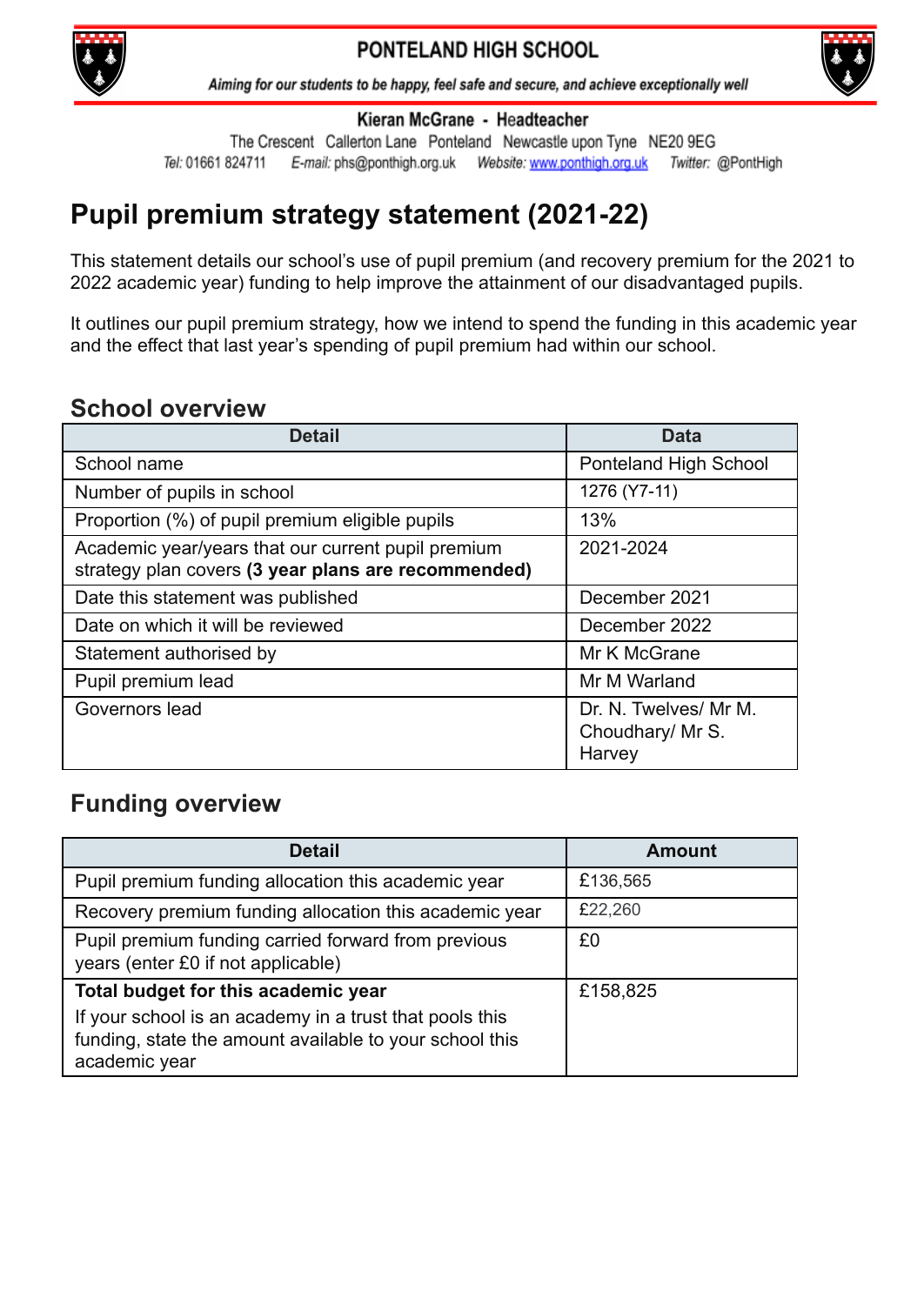**PONTELAND HIGH SCHOOL**

*Aiming for our students to be happy, feel safe and secure, and achieve exceptionally well*

**Kieran McGrane - Headteacher**

The Crescent Callerton Lane Ponteland Newcastle upon Tyne NE20 9EG

*Tel:* 01661 824711 *E-mail:* phs@ponthigh.org.uk *Website:* www.ponthigh.org.uk *Twitter:* @PontHigh

# Pupil premium strategy statement (2021-22)

This statement details our school's use of pupil premium (and recovery premium for the 2021 to 2022 academic year) funding to help improve the attainment of our disadvantaged pupils.

It outlines our pupil premium strategy, how we intend to spend the funding in this academic year and the effect that last year's spending of pupil premium had within our school.

## School overview

| Detail | Data |
|---|---|
| School name | Ponteland High School |
| Number of pupils in school | 1276 (Y7-11) |
| Proportion (%) of pupil premium eligible pupils | 13% |
| Academic year/years that our current pupil premium strategy plan covers **(3 year plans are recommended)** | 2021-2024 |
| Date this statement was published | December 2021 |
| Date on which it will be reviewed | December 2022 |
| Statement authorised by | Mr K McGrane |
| Pupil premium lead | Mr M Warland |
| Governors lead | Dr. N. Twelves/ Mr M. Choudhary/ Mr S. Harvey |

## Funding overview

| Detail | Amount |
|---|---|
| Pupil premium funding allocation this academic year | £136,565 |
| Recovery premium funding allocation this academic year | £22,260 |
| Pupil premium funding carried forward from previous years (enter £0 if not applicable) | £0 |
| **Total budget for this academic year**<br>If your school is an academy in a trust that pools this funding, state the amount available to your school this academic year | £158,825 |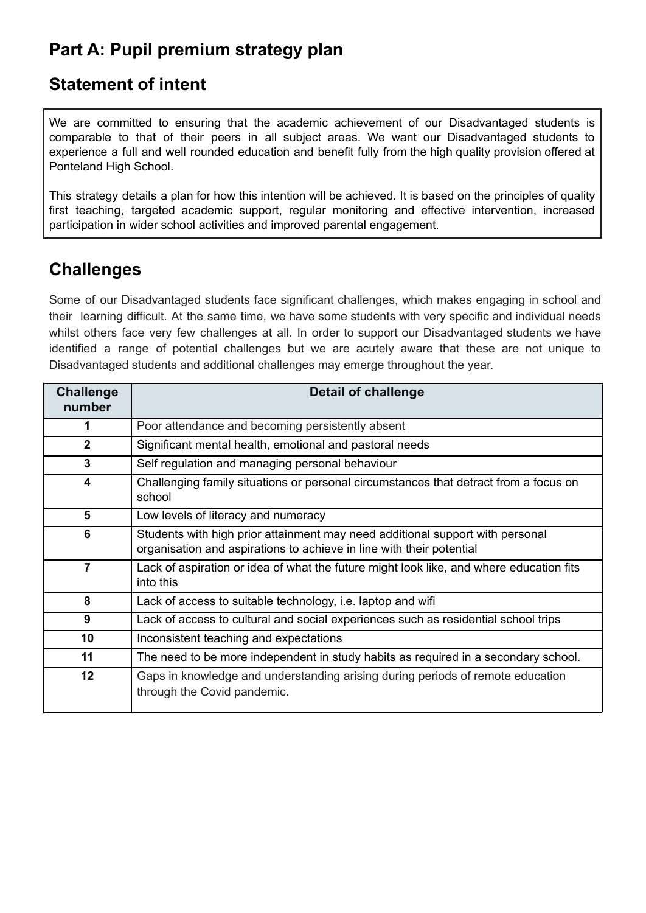## Part A: Pupil premium strategy plan

## Statement of intent

We are committed to ensuring that the academic achievement of our Disadvantaged students is comparable to that of their peers in all subject areas. We want our Disadvantaged students to experience a full and well rounded education and benefit fully from the high quality provision offered at Ponteland High School.

This strategy details a plan for how this intention will be achieved. It is based on the principles of quality first teaching, targeted academic support, regular monitoring and effective intervention, increased participation in wider school activities and improved parental engagement.

## Challenges

Some of our Disadvantaged students face significant challenges, which makes engaging in school and their learning difficult. At the same time, we have some students with very specific and individual needs whilst others face very few challenges at all. In order to support our Disadvantaged students we have identified a range of potential challenges but we are acutely aware that these are not unique to Disadvantaged students and additional challenges may emerge throughout the year.

| Challenge number | Detail of challenge |
|---|---|
| 1 | Poor attendance and becoming persistently absent |
| 2 | Significant mental health, emotional and pastoral needs |
| 3 | Self regulation and managing personal behaviour |
| 4 | Challenging family situations or personal circumstances that detract from a focus on school |
| 5 | Low levels of literacy and numeracy |
| 6 | Students with high prior attainment may need additional support with personal organisation and aspirations to achieve in line with their potential |
| 7 | Lack of aspiration or idea of what the future might look like, and where education fits into this |
| 8 | Lack of access to suitable technology, i.e. laptop and wifi |
| 9 | Lack of access to cultural and social experiences such as residential school trips |
| 10 | Inconsistent teaching and expectations |
| 11 | The need to be more independent in study habits as required in a secondary school. |
| 12 | Gaps in knowledge and understanding arising during periods of remote education through the Covid pandemic. |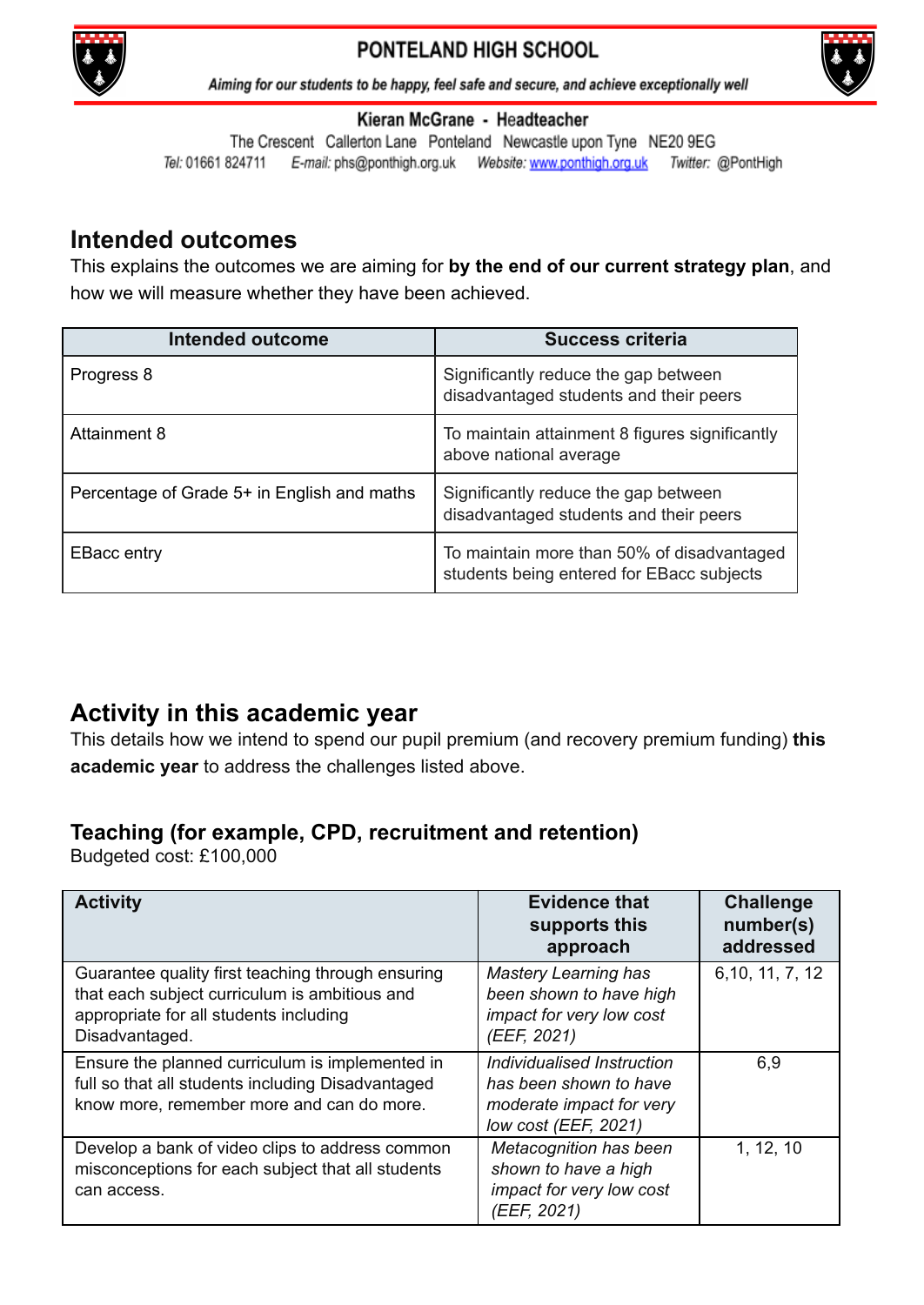## Intended outcomes

This explains the outcomes we are aiming for **by the end of our current strategy plan**, and how we will measure whether they have been achieved.

| Intended outcome | Success criteria |
|---|---|
| Progress 8 | Significantly reduce the gap between disadvantaged students and their peers |
| Attainment 8 | To maintain attainment 8 figures significantly above national average |
| Percentage of Grade 5+ in English and maths | Significantly reduce the gap between disadvantaged students and their peers |
| EBacc entry | To maintain more than 50% of disadvantaged students being entered for EBacc subjects |

## Activity in this academic year

This details how we intend to spend our pupil premium (and recovery premium funding) **this academic year** to address the challenges listed above.

### Teaching (for example, CPD, recruitment and retention)

Budgeted cost: £100,000

| Activity | Evidence that supports this approach | Challenge number(s) addressed |
|---|---|---|
| Guarantee quality first teaching through ensuring that each subject curriculum is ambitious and appropriate for all students including Disadvantaged. | *Mastery Learning has been shown to have high impact for very low cost (EEF, 2021)* | 6,10, 11, 7, 12 |
| Ensure the planned curriculum is implemented in full so that all students including Disadvantaged know more, remember more and can do more. | *Individualised Instruction has been shown to have moderate impact for very low cost (EEF, 2021)* | 6,9 |
| Develop a bank of video clips to address common misconceptions for each subject that all students can access. | *Metacognition has been shown to have a high impact for very low cost (EEF, 2021)* | 1, 12, 10 |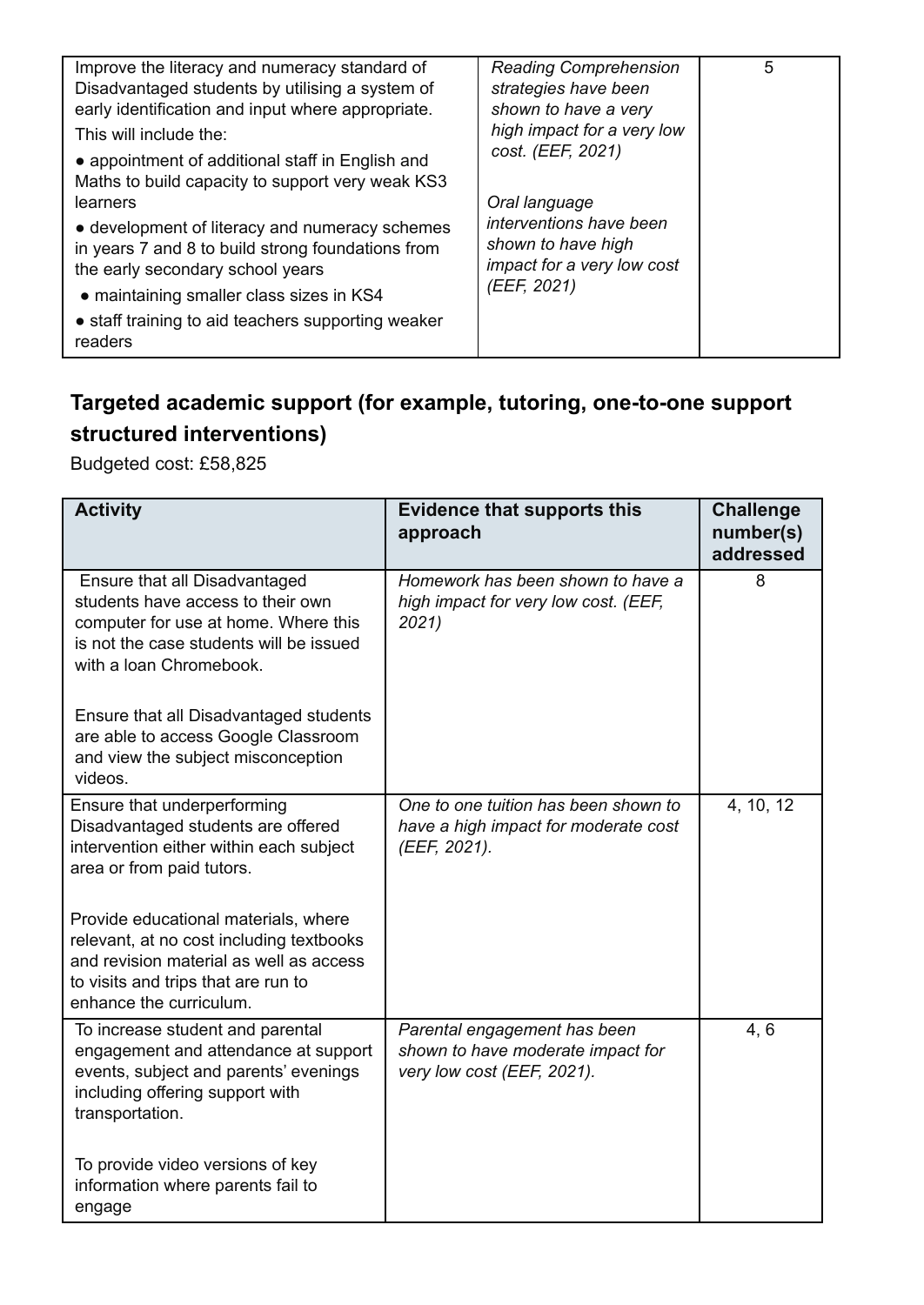| | | |
|---|---|---|
| Improve the literacy and numeracy standard of Disadvantaged students by utilising a system of early identification and input where appropriate.<br>This will include the:<br>● appointment of additional staff in English and Maths to build capacity to support very weak KS3 learners<br>● development of literacy and numeracy schemes in years 7 and 8 to build strong foundations from the early secondary school years<br>● maintaining smaller class sizes in KS4<br>● staff training to aid teachers supporting weaker readers | *Reading Comprehension strategies have been shown to have a very high impact for a very low cost. (EEF, 2021)*<br><br>*Oral language interventions have been shown to have high impact for a very low cost (EEF, 2021)* | 5 |

## Targeted academic support (for example, tutoring, one-to-one support structured interventions)

Budgeted cost: £58,825

| Activity | Evidence that supports this approach | Challenge number(s) addressed |
|---|---|---|
| Ensure that all Disadvantaged students have access to their own computer for use at home. Where this is not the case students will be issued with a loan Chromebook.<br><br>Ensure that all Disadvantaged students are able to access Google Classroom and view the subject misconception videos. | *Homework has been shown to have a high impact for very low cost. (EEF, 2021)* | 8 |
| Ensure that underperforming Disadvantaged students are offered intervention either within each subject area or from paid tutors.<br><br>Provide educational materials, where relevant, at no cost including textbooks and revision material as well as access to visits and trips that are run to enhance the curriculum. | *One to one tuition has been shown to have a high impact for moderate cost (EEF, 2021).* | 4, 10, 12 |
| To increase student and parental engagement and attendance at support events, subject and parents' evenings including offering support with transportation.<br><br>To provide video versions of key information where parents fail to engage | *Parental engagement has been shown to have moderate impact for very low cost (EEF, 2021).* | 4, 6 |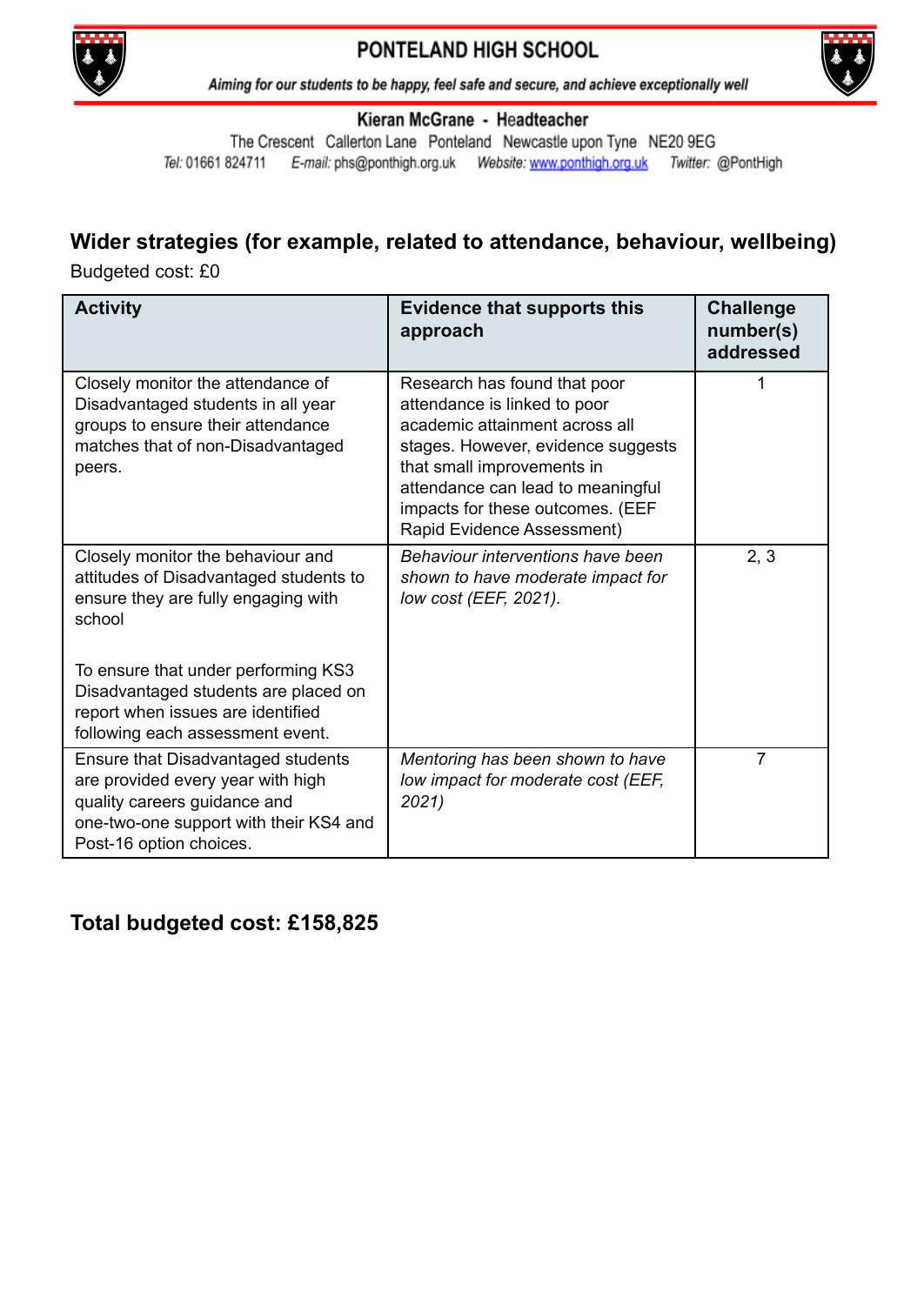## Wider strategies (for example, related to attendance, behaviour, wellbeing)

Budgeted cost: £0

| Activity | Evidence that supports this approach | Challenge number(s) addressed |
|---|---|---|
| Closely monitor the attendance of Disadvantaged students in all year groups to ensure their attendance matches that of non-Disadvantaged peers. | Research has found that poor attendance is linked to poor academic attainment across all stages. However, evidence suggests that small improvements in attendance can lead to meaningful impacts for these outcomes. (EEF Rapid Evidence Assessment) | 1 |
| Closely monitor the behaviour and attitudes of Disadvantaged students to ensure they are fully engaging with school<br><br>To ensure that under performing KS3 Disadvantaged students are placed on report when issues are identified following each assessment event. | *Behaviour interventions have been shown to have moderate impact for low cost (EEF, 2021).* | 2, 3 |
| Ensure that Disadvantaged students are provided every year with high quality careers guidance and one-two-one support with their KS4 and Post-16 option choices. | *Mentoring has been shown to have low impact for moderate cost (EEF, 2021)* | 7 |

## Total budgeted cost: £158,825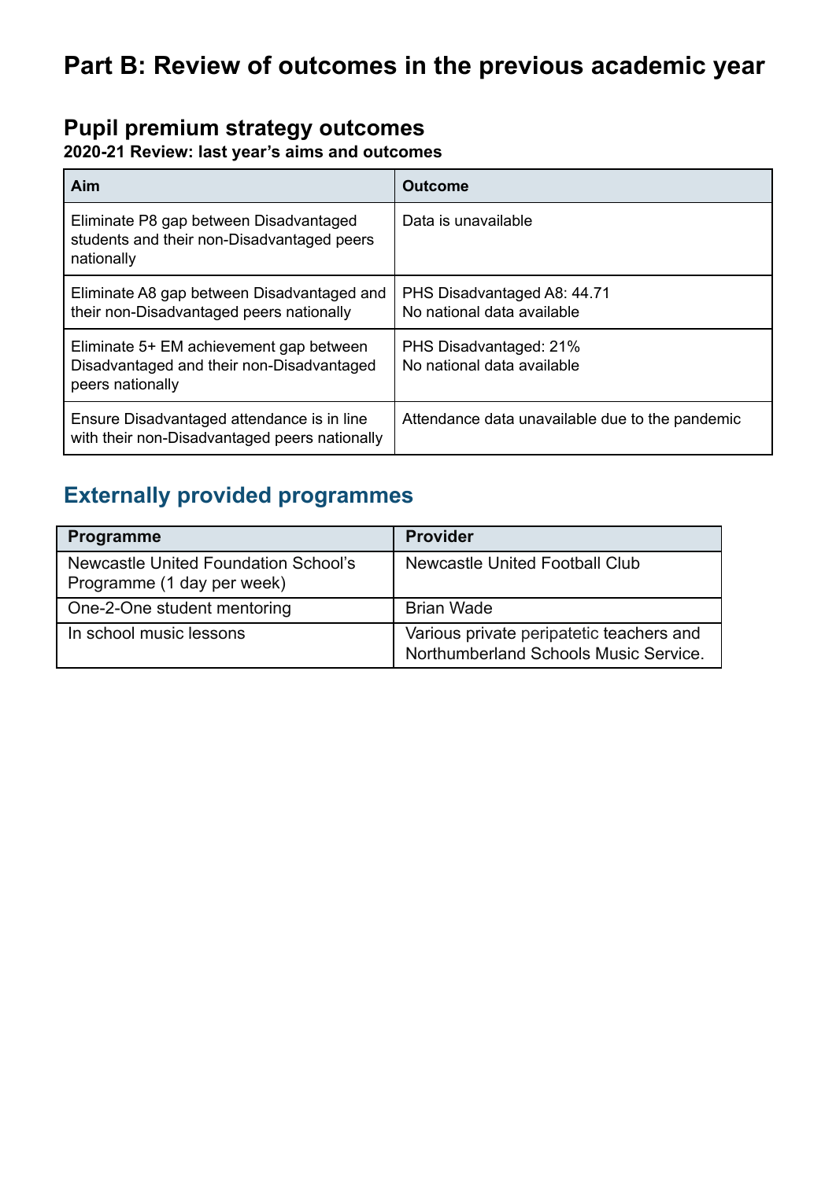# Part B: Review of outcomes in the previous academic year

## Pupil premium strategy outcomes

**2020-21 Review: last year's aims and outcomes**

| Aim | Outcome |
|---|---|
| Eliminate P8 gap between Disadvantaged students and their non-Disadvantaged peers nationally | Data is unavailable |
| Eliminate A8 gap between Disadvantaged and their non-Disadvantaged peers nationally | PHS Disadvantaged A8: 44.71<br>No national data available |
| Eliminate 5+ EM achievement gap between Disadvantaged and their non-Disadvantaged peers nationally | PHS Disadvantaged: 21%<br>No national data available |
| Ensure Disadvantaged attendance is in line with their non-Disadvantaged peers nationally | Attendance data unavailable due to the pandemic |

## Externally provided programmes

| Programme | Provider |
|---|---|
| Newcastle United Foundation School's Programme (1 day per week) | Newcastle United Football Club |
| One-2-One student mentoring | Brian Wade |
| In school music lessons | Various private peripatetic teachers and Northumberland Schools Music Service. |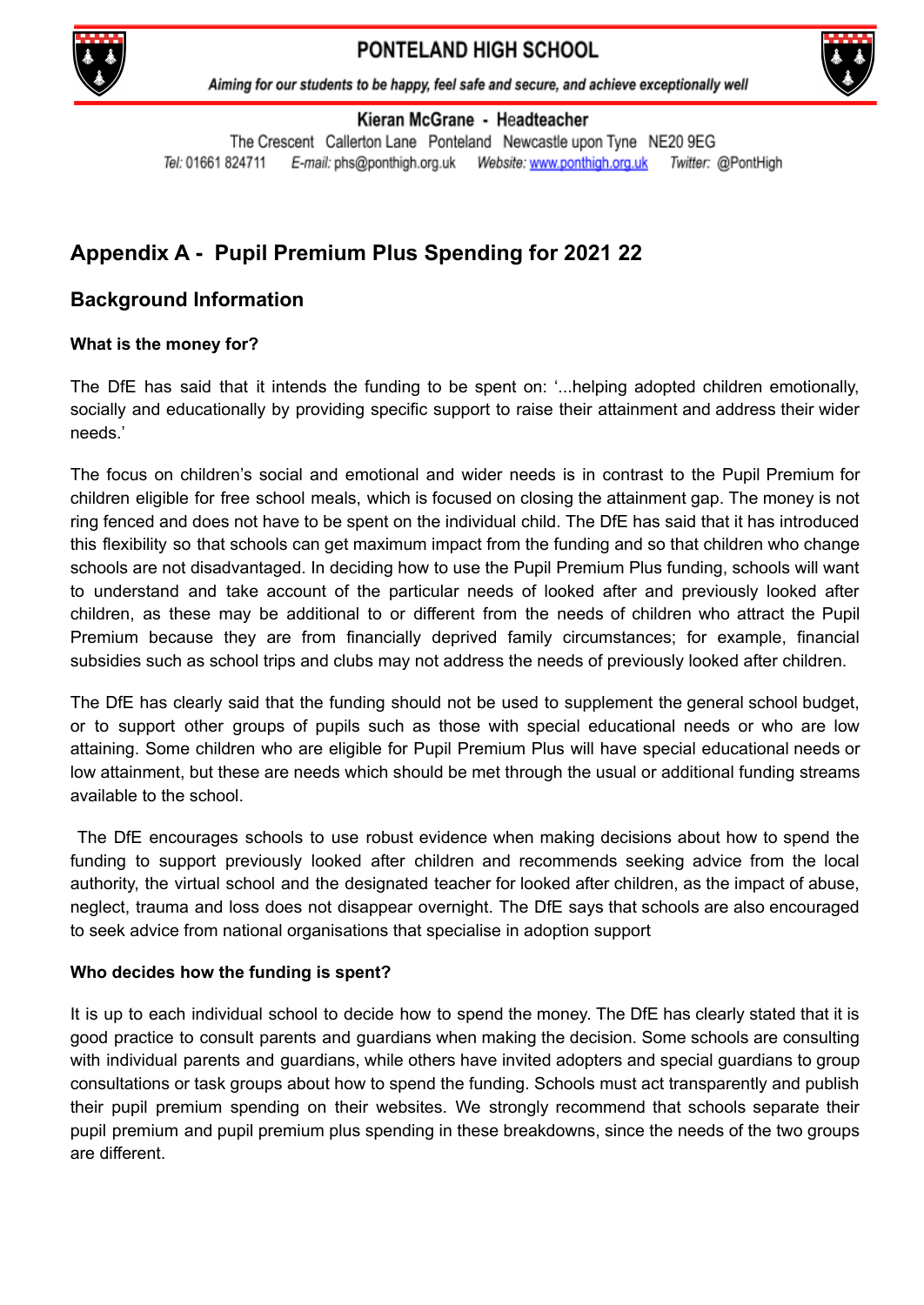PONTELAND HIGH SCHOOL

*Aiming for our students to be happy, feel safe and secure, and achieve exceptionally well*

**Kieran McGrane - Headteacher**

The Crescent Callerton Lane Ponteland Newcastle upon Tyne NE20 9EG

*Tel:* 01661 824711 *E-mail:* phs@ponthigh.org.uk *Website:* www.ponthigh.org.uk *Twitter:* @PontHigh

# Appendix A - Pupil Premium Plus Spending for 2021 22

## Background Information

**What is the money for?**

The DfE has said that it intends the funding to be spent on: '...helping adopted children emotionally, socially and educationally by providing specific support to raise their attainment and address their wider needs.'

The focus on children's social and emotional and wider needs is in contrast to the Pupil Premium for children eligible for free school meals, which is focused on closing the attainment gap. The money is not ring fenced and does not have to be spent on the individual child. The DfE has said that it has introduced this flexibility so that schools can get maximum impact from the funding and so that children who change schools are not disadvantaged. In deciding how to use the Pupil Premium Plus funding, schools will want to understand and take account of the particular needs of looked after and previously looked after children, as these may be additional to or different from the needs of children who attract the Pupil Premium because they are from financially deprived family circumstances; for example, financial subsidies such as school trips and clubs may not address the needs of previously looked after children.

The DfE has clearly said that the funding should not be used to supplement the general school budget, or to support other groups of pupils such as those with special educational needs or who are low attaining. Some children who are eligible for Pupil Premium Plus will have special educational needs or low attainment, but these are needs which should be met through the usual or additional funding streams available to the school.

The DfE encourages schools to use robust evidence when making decisions about how to spend the funding to support previously looked after children and recommends seeking advice from the local authority, the virtual school and the designated teacher for looked after children, as the impact of abuse, neglect, trauma and loss does not disappear overnight. The DfE says that schools are also encouraged to seek advice from national organisations that specialise in adoption support

**Who decides how the funding is spent?**

It is up to each individual school to decide how to spend the money. The DfE has clearly stated that it is good practice to consult parents and guardians when making the decision. Some schools are consulting with individual parents and guardians, while others have invited adopters and special guardians to group consultations or task groups about how to spend the funding. Schools must act transparently and publish their pupil premium spending on their websites. We strongly recommend that schools separate their pupil premium and pupil premium plus spending in these breakdowns, since the needs of the two groups are different.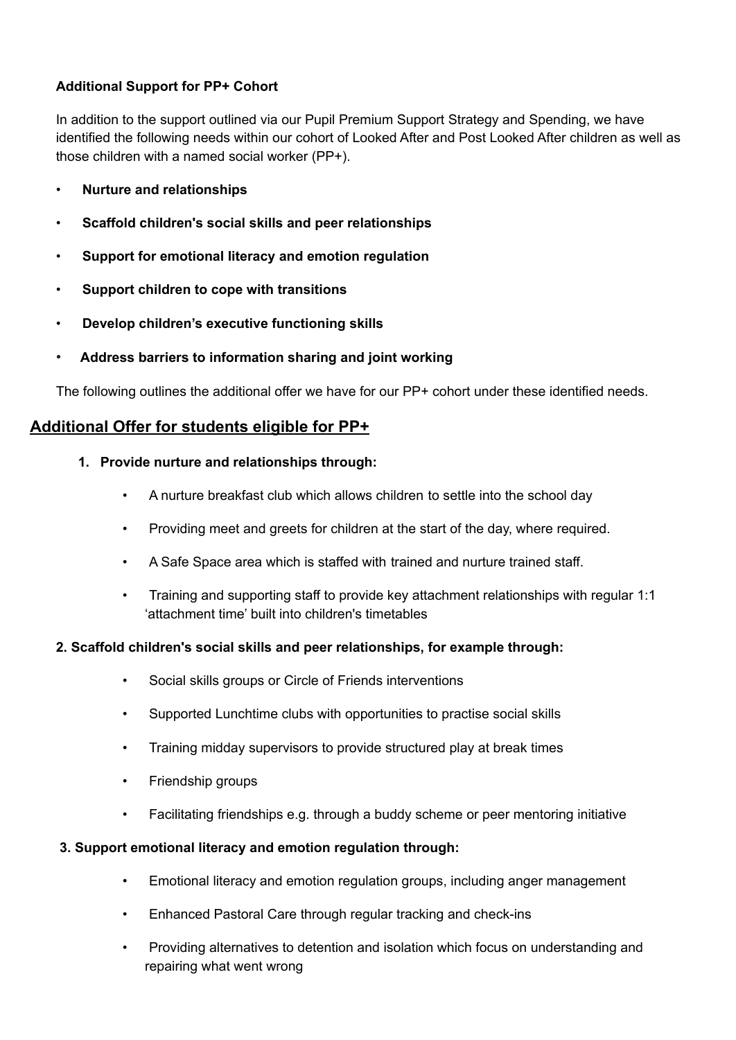**Additional Support for PP+ Cohort**

In addition to the support outlined via our Pupil Premium Support Strategy and Spending, we have identified the following needs within our cohort of Looked After and Post Looked After children as well as those children with a named social worker (PP+).

- **Nurture and relationships**
- **Scaffold children's social skills and peer relationships**
- **Support for emotional literacy and emotion regulation**
- **Support children to cope with transitions**
- **Develop children's executive functioning skills**
- **Address barriers to information sharing and joint working**

The following outlines the additional offer we have for our PP+ cohort under these identified needs.

## Additional Offer for students eligible for PP+

**1. Provide nurture and relationships through:**

- A nurture breakfast club which allows children to settle into the school day
- Providing meet and greets for children at the start of the day, where required.
- A Safe Space area which is staffed with trained and nurture trained staff.
- Training and supporting staff to provide key attachment relationships with regular 1:1 'attachment time' built into children's timetables

**2. Scaffold children's social skills and peer relationships, for example through:**

- Social skills groups or Circle of Friends interventions
- Supported Lunchtime clubs with opportunities to practise social skills
- Training midday supervisors to provide structured play at break times
- Friendship groups
- Facilitating friendships e.g. through a buddy scheme or peer mentoring initiative

**3. Support emotional literacy and emotion regulation through:**

- Emotional literacy and emotion regulation groups, including anger management
- Enhanced Pastoral Care through regular tracking and check-ins
- Providing alternatives to detention and isolation which focus on understanding and repairing what went wrong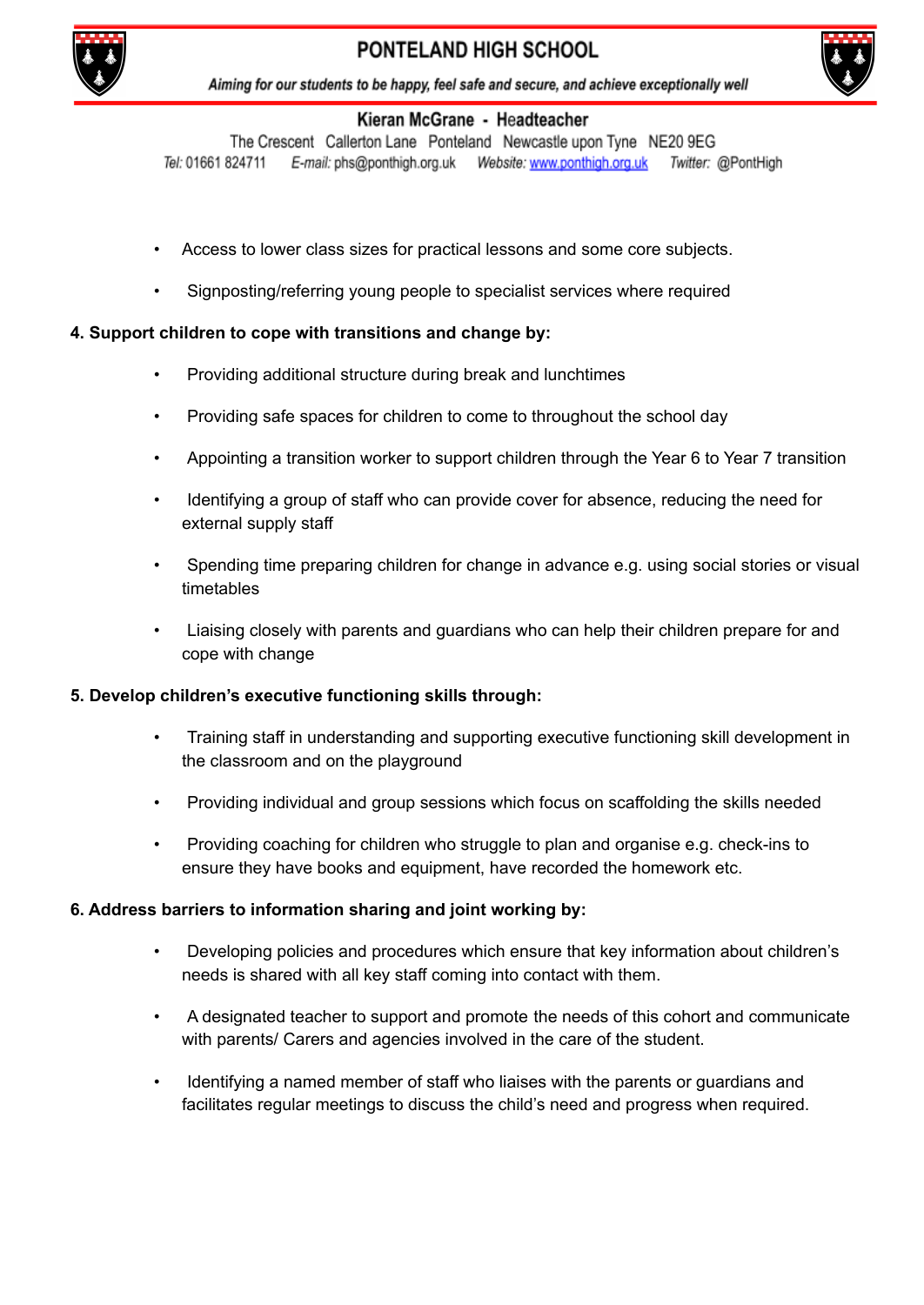- Access to lower class sizes for practical lessons and some core subjects.
- Signposting/referring young people to specialist services where required

**4. Support children to cope with transitions and change by:**

- Providing additional structure during break and lunchtimes
- Providing safe spaces for children to come to throughout the school day
- Appointing a transition worker to support children through the Year 6 to Year 7 transition
- Identifying a group of staff who can provide cover for absence, reducing the need for external supply staff
- Spending time preparing children for change in advance e.g. using social stories or visual timetables
- Liaising closely with parents and guardians who can help their children prepare for and cope with change

**5. Develop children's executive functioning skills through:**

- Training staff in understanding and supporting executive functioning skill development in the classroom and on the playground
- Providing individual and group sessions which focus on scaffolding the skills needed
- Providing coaching for children who struggle to plan and organise e.g. check-ins to ensure they have books and equipment, have recorded the homework etc.

**6. Address barriers to information sharing and joint working by:**

- Developing policies and procedures which ensure that key information about children's needs is shared with all key staff coming into contact with them.
- A designated teacher to support and promote the needs of this cohort and communicate with parents/ Carers and agencies involved in the care of the student.
- Identifying a named member of staff who liaises with the parents or guardians and facilitates regular meetings to discuss the child's need and progress when required.